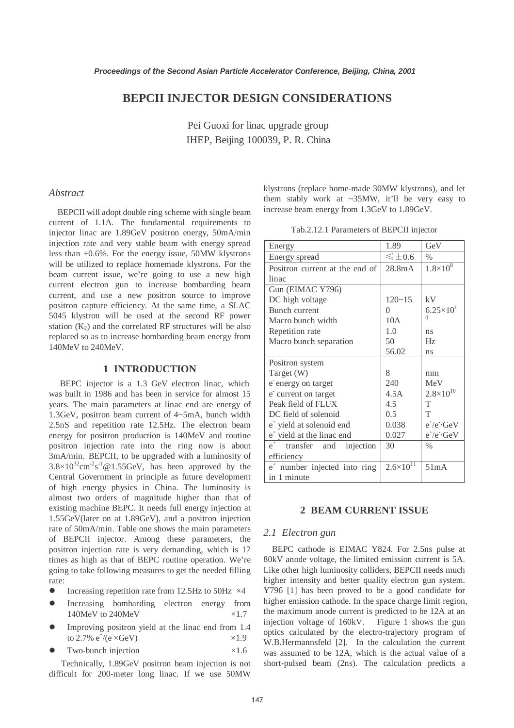# BEPCII INJECTOR DESIGN CONSIDERATIONS

Pei Guoxi for linac upgrade group
IHEP, Beijing 100039, P. R. China

## *Abstract*

BEPCII will adopt double ring scheme with single beam current of 1.1A. The fundamental requirements to injector linac are 1.89GeV positron energy, 50mA/min injection rate and very stable beam with energy spread less than ±0.6%. For the energy issue, 50MW klystrons will be utilized to replace homemade klystrons. For the beam current issue, we're going to use a new high current electron gun to increase bombarding beam current, and use a new positron source to improve positron capture efficiency. At the same time, a SLAC 5045 klystron will be used at the second RF power station ($K_2$) and the correlated RF structures will be also replaced so as to increase bombarding beam energy from 140MeV to 240MeV.

## 1 INTRODUCTION

BEPC injector is a 1.3 GeV electron linac, which was built in 1986 and has been in service for almost 15 years. The main parameters at linac end are energy of 1.3GeV, positron beam current of 4~5mA, bunch width 2.5nS and repetition rate 12.5Hz. The electron beam energy for positron production is 140MeV and routine positron injection rate into the ring now is about 3mA/min. BEPCII, to be upgraded with a luminosity of $3.8\times10^{32}cm^{-2}s^{-1}$@1.55GeV, has been approved by the Central Government in principle as future development of high energy physics in China. The luminosity is almost two orders of magnitude higher than that of existing machine BEPC. It needs full energy injection at 1.55GeV(later on at 1.89GeV), and a positron injection rate of 50mA/min. Table one shows the main parameters of BEPCII injector. Among these parameters, the positron injection rate is very demanding, which is 17 times as high as that of BEPC routine operation. We're going to take following measures to get the needed filling rate:

- Increasing repetition rate from 12.5Hz to 50Hz ×4
- Increasing bombarding electron energy from 140MeV to 240MeV ×1.7
- Improving positron yield at the linac end from 1.4 to 2.7% $e^+/(e^-\times GeV)$ ×1.9
- Two-bunch injection ×1.6

Technically, 1.89GeV positron beam injection is not difficult for 200-meter long linac. If we use 50MW klystrons (replace home-made 30MW klystrons), and let them stably work at ~35MW, it'll be very easy to increase beam energy from 1.3GeV to 1.89GeV.

Tab.2.12.1 Parameters of BEPCII injector

| | | |
|---|---|---|
| Energy | 1.89 | GeV |
| Energy spread | ≤±0.6 | % |
| Positron current at the end of linac | 28.8mA | $1.8\times10^8$ |
| Gun (EIMAC Y796) | | |
| DC high voltage | 120~15 | kV |
| Bunch current | 0 | $6.25\times10^{10}$ |
| Macro bunch width | 10A | |
| Repetition rate | 1.0 | ns |
| Macro bunch separation | 50 | Hz |
| | 56.02 | ns |
| Positron system | | |
| Target (W) | 8 | mm |
| $e^-$ energy on target | 240 | MeV |
| $e^-$ current on target | 4.5A | $2.8\times10^{10}$ |
| Peak field of FLUX | 4.5 | T |
| DC field of solenoid | 0.5 | T |
| $e^+$ yield at solenoid end | 0.038 | $e^+/e^-\cdot GeV$ |
| $e^+$ yield at the linac end | 0.027 | $e^+/e^-\cdot GeV$ |
| $e^+$ transfer and injection efficiency | 30 | % |
| $e^+$ number injected into ring in 1 minute | $2.6\times10^{11}$ | 51mA |

## 2 BEAM CURRENT ISSUE

### *2.1 Electron gun*

BEPC cathode is EIMAC Y824. For 2.5ns pulse at 80kV anode voltage, the limited emission current is 5A. Like other high luminosity colliders, BEPCII needs much higher intensity and better quality electron gun system. Y796 [1] has been proved to be a good candidate for higher emission cathode. In the space charge limit region, the maximum anode current is predicted to be 12A at an injection voltage of 160kV. Figure 1 shows the gun optics calculated by the electro-trajectory program of W.B.Hermannsfeld [2]. In the calculation the current was assumed to be 12A, which is the actual value of a short-pulsed beam (2ns). The calculation predicts a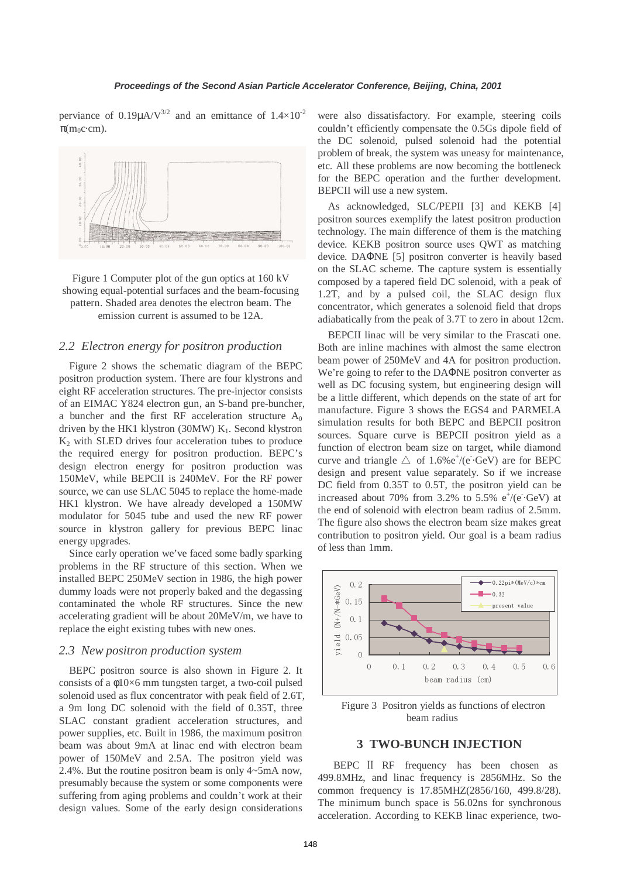perviance of 0.19μA/V$^{3/2}$ and an emittance of 1.4×10$^{-2}$ π(m$_0$c·cm).

Figure 1 Computer plot of the gun optics at 160 kV showing equal-potential surfaces and the beam-focusing pattern. Shaded area denotes the electron beam. The emission current is assumed to be 12A.

### *2.2 Electron energy for positron production*

Figure 2 shows the schematic diagram of the BEPC positron production system. There are four klystrons and eight RF acceleration structures. The pre-injector consists of an EIMAC Y824 electron gun, an S-band pre-buncher, a buncher and the first RF acceleration structure $A_0$ driven by the HK1 klystron (30MW) $K_1$. Second klystron $K_2$ with SLED drives four acceleration tubes to produce the required energy for positron production. BEPC's design electron energy for positron production was 150MeV, while BEPCII is 240MeV. For the RF power source, we can use SLAC 5045 to replace the home-made HK1 klystron. We have already developed a 150MW modulator for 5045 tube and used the new RF power source in klystron gallery for previous BEPC linac energy upgrades.

Since early operation we've faced some badly sparking problems in the RF structure of this section. When we installed BEPC 250MeV section in 1986, the high power dummy loads were not properly baked and the degassing contaminated the whole RF structures. Since the new accelerating gradient will be about 20MeV/m, we have to replace the eight existing tubes with new ones.

### *2.3 New positron production system*

BEPC positron source is also shown in Figure 2. It consists of a φ10×6 mm tungsten target, a two-coil pulsed solenoid used as flux concentrator with peak field of 2.6T, a 9m long DC solenoid with the field of 0.35T, three SLAC constant gradient acceleration structures, and power supplies, etc. Built in 1986, the maximum positron beam was about 9mA at linac end with electron beam power of 150MeV and 2.5A. The positron yield was 2.4%. But the routine positron beam is only 4~5mA now, presumably because the system or some components were suffering from aging problems and couldn't work at their design values. Some of the early design considerations were also dissatisfactory. For example, steering coils couldn't efficiently compensate the 0.5Gs dipole field of the DC solenoid, pulsed solenoid had the potential problem of break, the system was uneasy for maintenance, etc. All these problems are now becoming the bottleneck for the BEPC operation and the further development. BEPCII will use a new system.

As acknowledged, SLC/PEPII [3] and KEKB [4] positron sources exemplify the latest positron production technology. The main difference of them is the matching device. KEKB positron source uses QWT as matching device. DAΦNE [5] positron converter is heavily based on the SLAC scheme. The capture system is essentially composed by a tapered field DC solenoid, with a peak of 1.2T, and by a pulsed coil, the SLAC design flux concentrator, which generates a solenoid field that drops adiabatically from the peak of 3.7T to zero in about 12cm.

BEPCII linac will be very similar to the Frascati one. Both are inline machines with almost the same electron beam power of 250MeV and 4A for positron production. We're going to refer to the DAΦNE positron converter as well as DC focusing system, but engineering design will be a little different, which depends on the state of art for manufacture. Figure 3 shows the EGS4 and PARMELA simulation results for both BEPC and BEPCII positron sources. Square curve is BEPCII positron yield as a function of electron beam size on target, while diamond curve and triangle △ of 1.6%e$^+$/(e$^-$·GeV) are for BEPC design and present value separately. So if we increase DC field from 0.35T to 0.5T, the positron yield can be increased about 70% from 3.2% to 5.5% e$^+$/(e$^-$·GeV) at the end of solenoid with electron beam radius of 2.5mm. The figure also shows the electron beam size makes great contribution to positron yield. Our goal is a beam radius of less than 1mm.

Figure 3 Positron yields as functions of electron beam radius

## 3 TWO-BUNCH INJECTION

BEPC Ⅱ RF frequency has been chosen as 499.8MHz, and linac frequency is 2856MHz. So the common frequency is 17.85MHZ(2856/160, 499.8/28). The minimum bunch space is 56.02ns for synchronous acceleration. According to KEKB linac experience, two-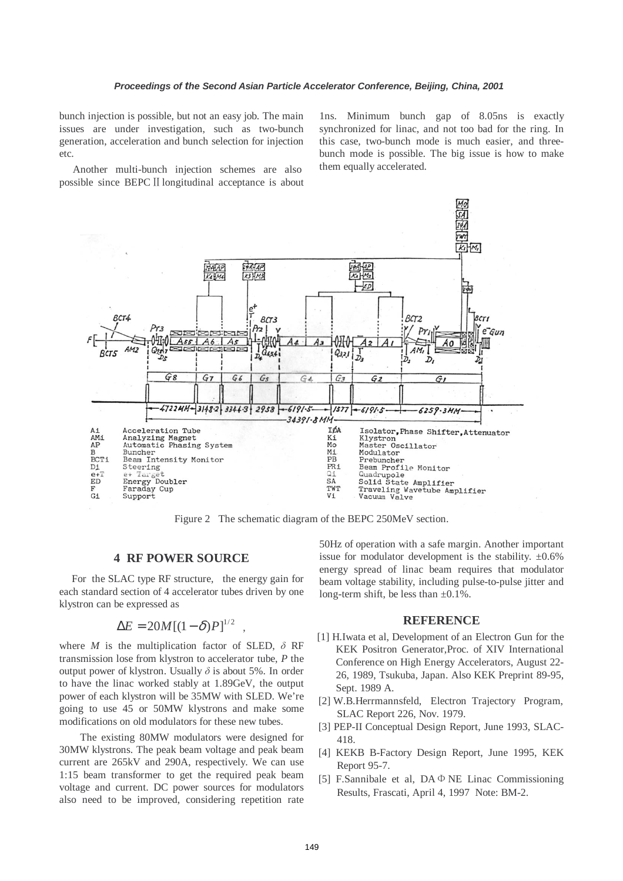bunch injection is possible, but not an easy job. The main issues are under investigation, such as two-bunch generation, acceleration and bunch selection for injection etc.

Another multi-bunch injection schemes are also possible since BEPC Ⅱ longitudinal acceptance is about 1ns. Minimum bunch gap of 8.05ns is exactly synchronized for linac, and not too bad for the ring. In this case, two-bunch mode is much easier, and three-bunch mode is possible. The big issue is how to make them equally accelerated.

Ai Acceleration Tube
AMi Analyzing Magnet
AP Automatic Phasing System
B Buncher
BCTi Beam Intensity Monitor
Di Steering
e+T e+ Target
ED Energy Doubler
F Faraday Cup
Gi Support
IΦA Isolator, Phase Shifter, Attenuator
Ki Klystron
Mo Master Oscillator
Mi Modulator
PB Prebuncher
PRi Beam Profile Monitor
Qi Quadrupole
SA Solid State Amplifier
TWT Traveling Wavetube Amplifier
Vi Vacuum Valve

Figure 2 The schematic diagram of the BEPC 250MeV section.

## 4 RF POWER SOURCE

For the SLAC type RF structure, the energy gain for each standard section of 4 accelerator tubes driven by one klystron can be expressed as

$$\Delta E = 20M[(1-\delta)P]^{1/2} \quad ,$$

where $M$ is the multiplication factor of SLED, $\delta$ RF transmission lose from klystron to accelerator tube, $P$ the output power of klystron. Usually $\delta$ is about 5%. In order to have the linac worked stably at 1.89GeV, the output power of each klystron will be 35MW with SLED. We're going to use 45 or 50MW klystrons and make some modifications on old modulators for these new tubes.

The existing 80MW modulators were designed for 30MW klystrons. The peak beam voltage and peak beam current are 265kV and 290A, respectively. We can use 1:15 beam transformer to get the required peak beam voltage and current. DC power sources for modulators also need to be improved, considering repetition rate 50Hz of operation with a safe margin. Another important issue for modulator development is the stability. ±0.6% energy spread of linac beam requires that modulator beam voltage stability, including pulse-to-pulse jitter and long-term shift, be less than ±0.1%.

## REFERENCE

[1] H.Iwata et al, Development of an Electron Gun for the KEK Positron Generator,Proc. of XIV International Conference on High Energy Accelerators, August 22-26, 1989, Tsukuba, Japan. Also KEK Preprint 89-95, Sept. 1989 A.

[2] W.B.Herrmannsfeld, Electron Trajectory Program, SLAC Report 226, Nov. 1979.

[3] PEP-II Conceptual Design Report, June 1993, SLAC-418.

[4] KEKB B-Factory Design Report, June 1995, KEK Report 95-7.

[5] F.Sannibale et al, DAΦNE Linac Commissioning Results, Frascati, April 4, 1997 Note: BM-2.